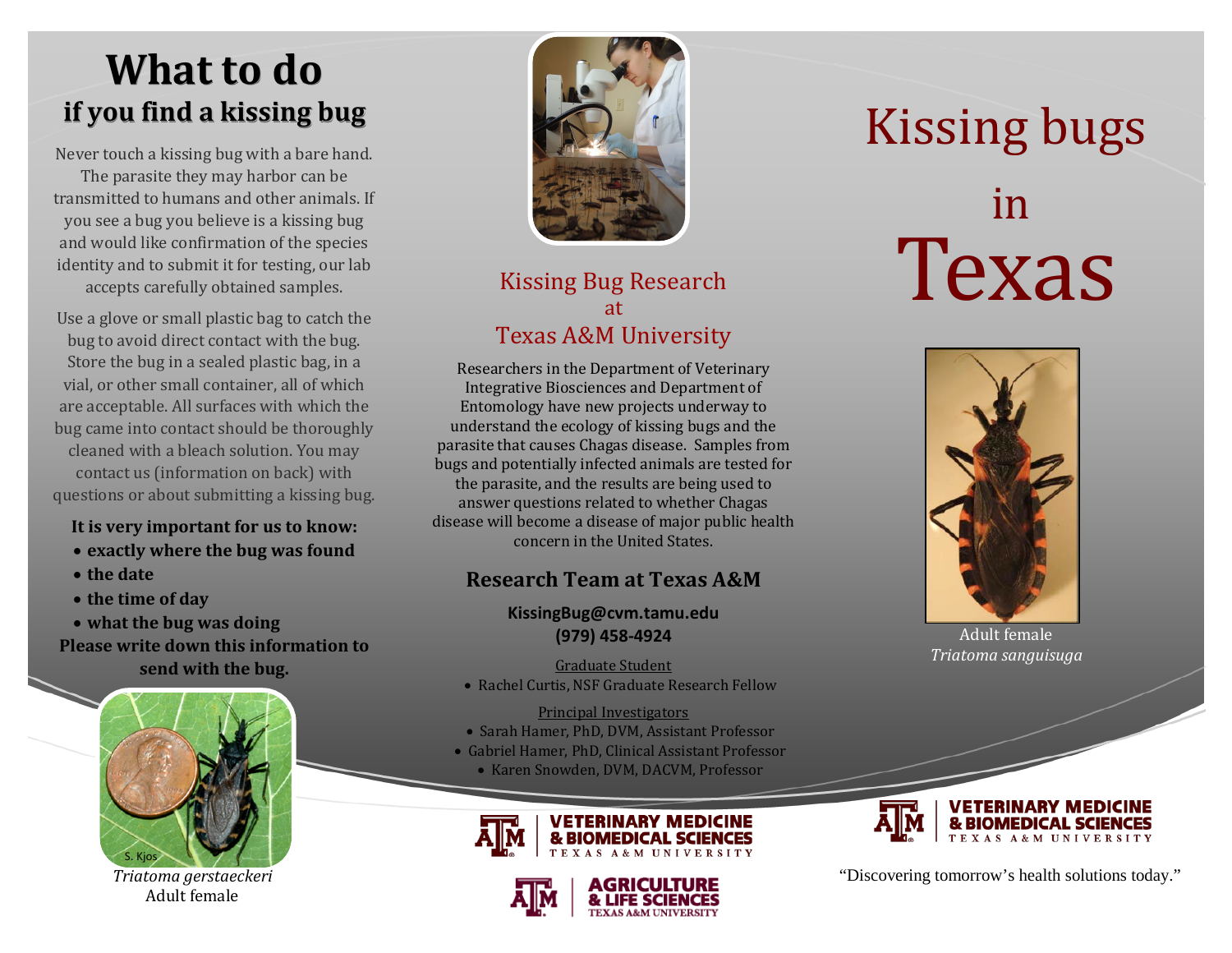# What to do
## if you find a kissing bug

Never touch a kissing bug with a bare hand. The parasite they may harbor can be transmitted to humans and other animals. If you see a bug you believe is a kissing bug and would like confirmation of the species identity and to submit it for testing, our lab accepts carefully obtained samples.

Use a glove or small plastic bag to catch the bug to avoid direct contact with the bug. Store the bug in a sealed plastic bag, in a vial, or other small container, all of which are acceptable. All surfaces with which the bug came into contact should be thoroughly cleaned with a bleach solution. You may contact us (information on back) with questions or about submitting a kissing bug.

**It is very important for us to know:**

- **exactly where the bug was found**
- **the date**
- **the time of day**
- **what the bug was doing**

**Please write down this information to send with the bug.**

S. Kjos

*Triatoma gerstaeckeri*
Adult female

## Kissing Bug Research at Texas A&M University

Researchers in the Department of Veterinary Integrative Biosciences and Department of Entomology have new projects underway to understand the ecology of kissing bugs and the parasite that causes Chagas disease. Samples from bugs and potentially infected animals are tested for the parasite, and the results are being used to answer questions related to whether Chagas disease will become a disease of major public health concern in the United States.

### Research Team at Texas A&M

**KissingBug@cvm.tamu.edu**
**(979) 458-4924**

Graduate Student

- Rachel Curtis, NSF Graduate Research Fellow

Principal Investigators

- Sarah Hamer, PhD, DVM, Assistant Professor
- Gabriel Hamer, PhD, Clinical Assistant Professor
- Karen Snowden, DVM, DACVM, Professor

VETERINARY MEDICINE & BIOMEDICAL SCIENCES
TEXAS A&M UNIVERSITY

AGRICULTURE & LIFE SCIENCES
TEXAS A&M UNIVERSITY

# Kissing bugs in Texas

Adult female
*Triatoma sanguisuga*

VETERINARY MEDICINE & BIOMEDICAL SCIENCES
TEXAS A&M UNIVERSITY

"Discovering tomorrow's health solutions today."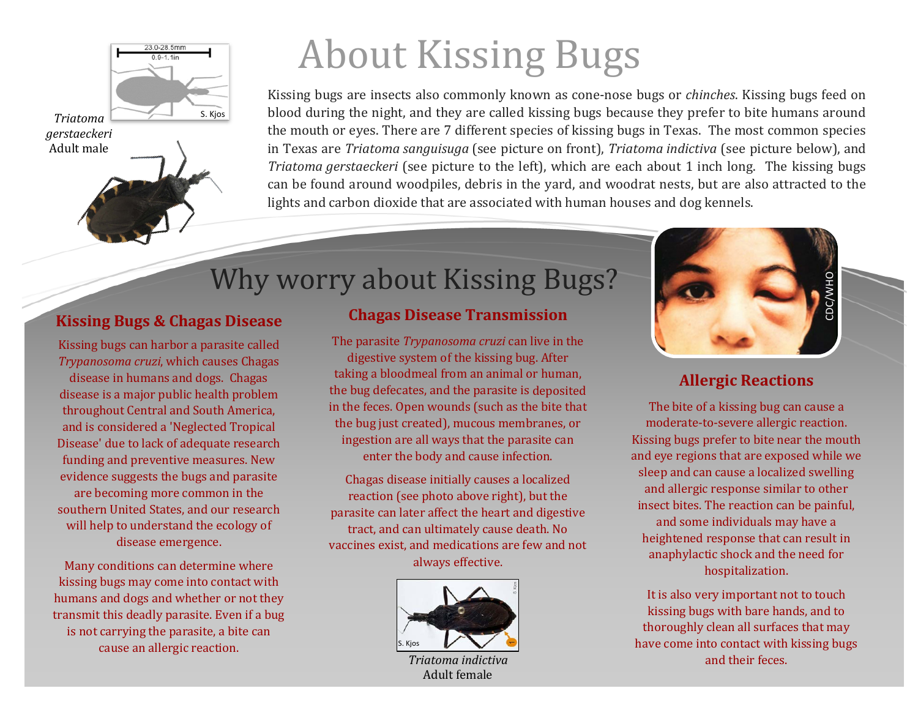23.0-28.5mm
0.9-1.1in

S. Kjos

*Triatoma gerstaeckeri*
Adult male

# About Kissing Bugs

Kissing bugs are insects also commonly known as cone-nose bugs or *chinches*. Kissing bugs feed on blood during the night, and they are called kissing bugs because they prefer to bite humans around the mouth or eyes. There are 7 different species of kissing bugs in Texas. The most common species in Texas are *Triatoma sanguisuga* (see picture on front), *Triatoma indictiva* (see picture below), and *Triatoma gerstaeckeri* (see picture to the left), which are each about 1 inch long. The kissing bugs can be found around woodpiles, debris in the yard, and woodrat nests, but are also attracted to the lights and carbon dioxide that are associated with human houses and dog kennels.

# Why worry about Kissing Bugs?

## Kissing Bugs & Chagas Disease

Kissing bugs can harbor a parasite called *Trypanosoma cruzi*, which causes Chagas disease in humans and dogs. Chagas disease is a major public health problem throughout Central and South America, and is considered a 'Neglected Tropical Disease' due to lack of adequate research funding and preventive measures. New evidence suggests the bugs and parasite are becoming more common in the southern United States, and our research will help to understand the ecology of disease emergence.

Many conditions can determine where kissing bugs may come into contact with humans and dogs and whether or not they transmit this deadly parasite. Even if a bug is not carrying the parasite, a bite can cause an allergic reaction.

## Chagas Disease Transmission

The parasite *Trypanosoma cruzi* can live in the digestive system of the kissing bug. After taking a bloodmeal from an animal or human, the bug defecates, and the parasite is deposited in the feces. Open wounds (such as the bite that the bug just created), mucous membranes, or ingestion are all ways that the parasite can enter the body and cause infection.

Chagas disease initially causes a localized reaction (see photo above right), but the parasite can later affect the heart and digestive tract, and can ultimately cause death. No vaccines exist, and medications are few and not always effective.

S. Kjos

*Triatoma indictiva*
Adult female

CDC/WHO

## Allergic Reactions

The bite of a kissing bug can cause a moderate-to-severe allergic reaction. Kissing bugs prefer to bite near the mouth and eye regions that are exposed while we sleep and can cause a localized swelling and allergic response similar to other insect bites. The reaction can be painful, and some individuals may have a heightened response that can result in anaphylactic shock and the need for hospitalization.

It is also very important not to touch kissing bugs with bare hands, and to thoroughly clean all surfaces that may have come into contact with kissing bugs and their feces.